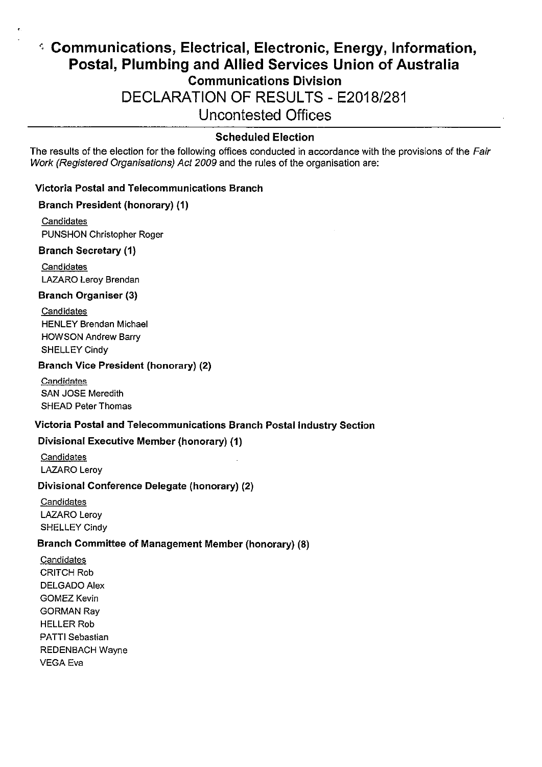# Communications, Electrical, Electronic, Energy, Information, Postal, Plumbing and Allied Services Union of Australia

## Communications Division

## DECLARATION OF RESULTS - E2018/281

## Uncontested Offices

### Scheduled Election

The results of the election for the following offices conducted in accordance with the provisions of the *Fair Work (Registered Organisations) Act 2009* and the rules of the organisation are:

**Victoria Postal and Telecommunications Branch**

**Branch President (honorary) (1)**

Candidates
PUNSHON Christopher Roger

**Branch Secretary (1)**

Candidates
LAZARO Leroy Brendan

**Branch Organiser (3)**

Candidates
HENLEY Brendan Michael
HOWSON Andrew Barry
SHELLEY Cindy

**Branch Vice President (honorary) (2)**

Candidates
SAN JOSE Meredith
SHEAD Peter Thomas

**Victoria Postal and Telecommunications Branch Postal Industry Section**

**Divisional Executive Member (honorary) (1)**

Candidates
LAZARO Leroy

**Divisional Conference Delegate (honorary) (2)**

Candidates
LAZARO Leroy
SHELLEY Cindy

**Branch Committee of Management Member (honorary) (8)**

Candidates
CRITCH Rob
DELGADO Alex
GOMEZ Kevin
GORMAN Ray
HELLER Rob
PATTI Sebastian
REDENBACH Wayne
VEGA Eva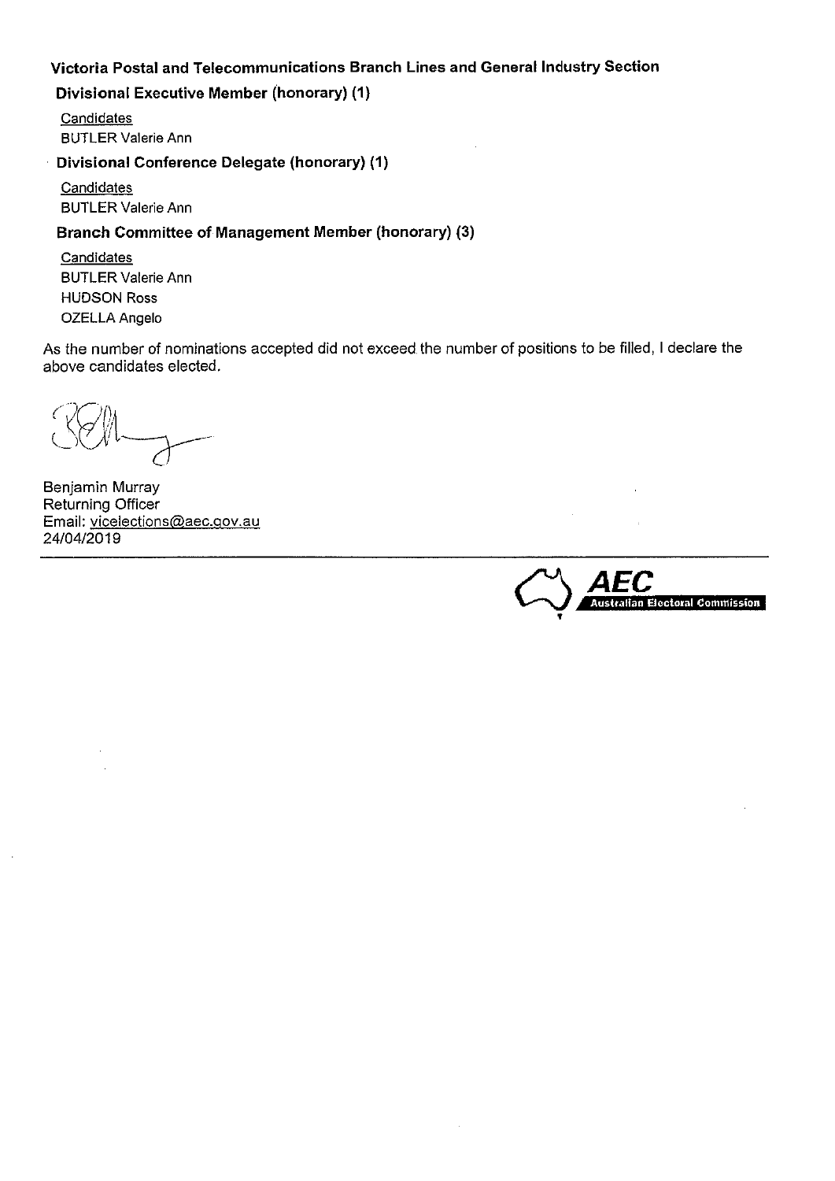**Victoria Postal and Telecommunications Branch Lines and General Industry Section**

**Divisional Executive Member (honorary) (1)**

Candidates
BUTLER Valerie Ann

**Divisional Conference Delegate (honorary) (1)**

Candidates
BUTLER Valerie Ann

**Branch Committee of Management Member (honorary) (3)**

Candidates
BUTLER Valerie Ann
HUDSON Ross
OZELLA Angelo

As the number of nominations accepted did not exceed the number of positions to be filled, I declare the above candidates elected.

Benjamin Murray
Returning Officer
Email: vicelections@aec.gov.au
24/04/2019

AEC Australian Electoral Commission